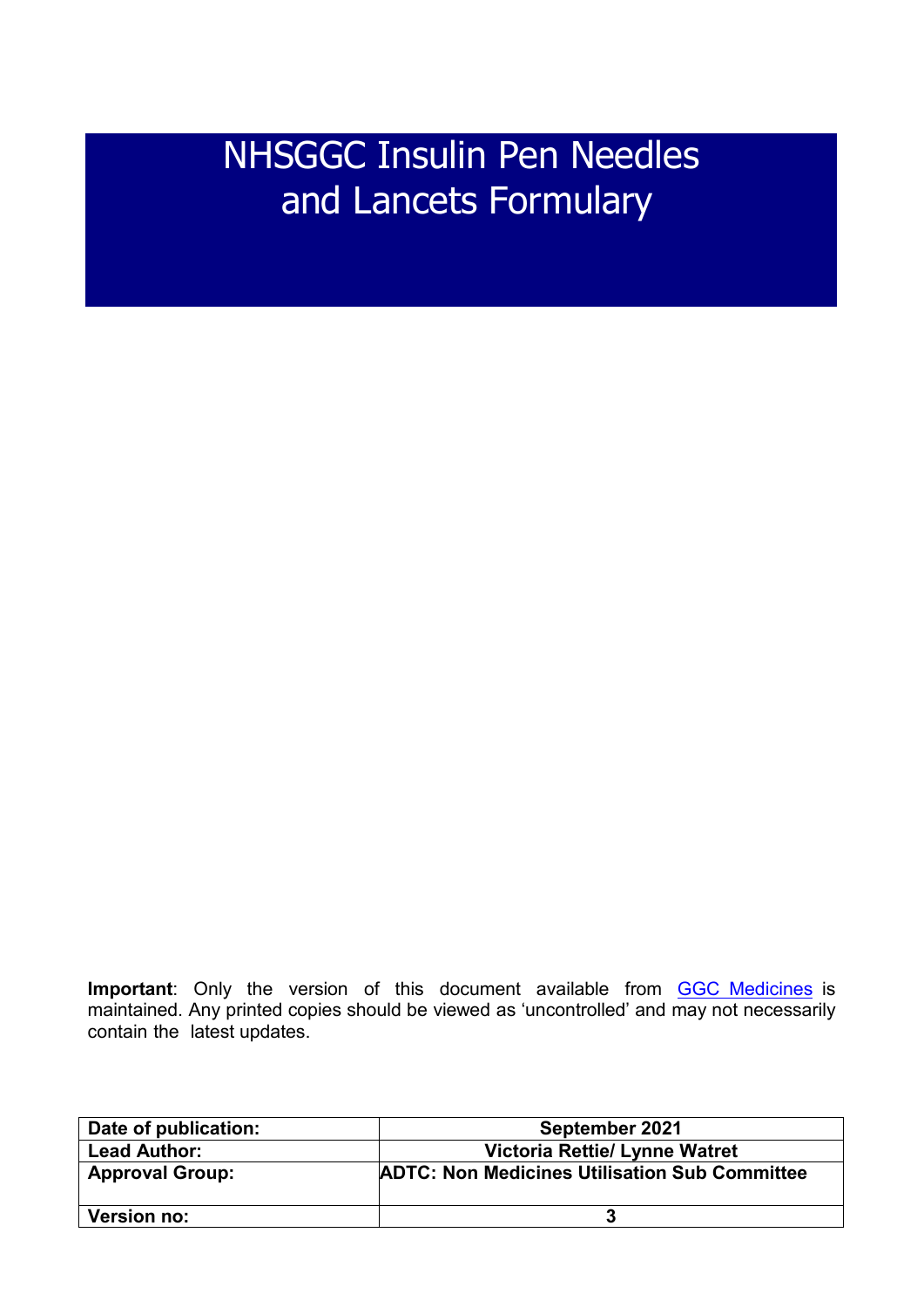# NHSGGC Insulin Pen Needles and Lancets Formulary

**Important**: Only the version of this document available from GGC Medicines is maintained. Any printed copies should be viewed as 'uncontrolled' and may not necessarily contain the latest updates.

| Date of publication: | September 2021 |
|---|---|
| Lead Author: | Victoria Rettie/ Lynne Watret |
| Approval Group: | ADTC: Non Medicines Utilisation Sub Committee |
| Version no: | 3 |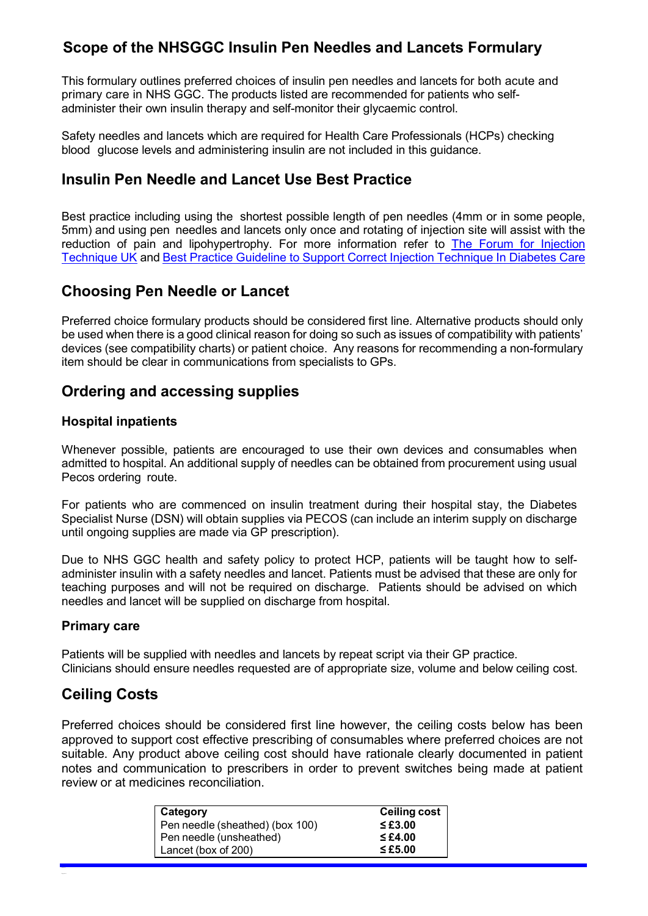## Scope of the NHSGGC Insulin Pen Needles and Lancets Formulary

This formulary outlines preferred choices of insulin pen needles and lancets for both acute and primary care in NHS GGC. The products listed are recommended for patients who self-administer their own insulin therapy and self-monitor their glycaemic control.

Safety needles and lancets which are required for Health Care Professionals (HCPs) checking blood glucose levels and administering insulin are not included in this guidance.

## Insulin Pen Needle and Lancet Use Best Practice

Best practice including using the shortest possible length of pen needles (4mm or in some people, 5mm) and using pen needles and lancets only once and rotating of injection site will assist with the reduction of pain and lipohypertrophy. For more information refer to The Forum for Injection Technique UK and Best Practice Guideline to Support Correct Injection Technique In Diabetes Care

## Choosing Pen Needle or Lancet

Preferred choice formulary products should be considered first line. Alternative products should only be used when there is a good clinical reason for doing so such as issues of compatibility with patients' devices (see compatibility charts) or patient choice. Any reasons for recommending a non-formulary item should be clear in communications from specialists to GPs.

## Ordering and accessing supplies

### Hospital inpatients

Whenever possible, patients are encouraged to use their own devices and consumables when admitted to hospital. An additional supply of needles can be obtained from procurement using usual Pecos ordering route.

For patients who are commenced on insulin treatment during their hospital stay, the Diabetes Specialist Nurse (DSN) will obtain supplies via PECOS (can include an interim supply on discharge until ongoing supplies are made via GP prescription).

Due to NHS GGC health and safety policy to protect HCP, patients will be taught how to self-administer insulin with a safety needles and lancet. Patients must be advised that these are only for teaching purposes and will not be required on discharge. Patients should be advised on which needles and lancet will be supplied on discharge from hospital.

### Primary care

Patients will be supplied with needles and lancets by repeat script via their GP practice.
Clinicians should ensure needles requested are of appropriate size, volume and below ceiling cost.

## Ceiling Costs

Preferred choices should be considered first line however, the ceiling costs below has been approved to support cost effective prescribing of consumables where preferred choices are not suitable. Any product above ceiling cost should have rationale clearly documented in patient notes and communication to prescribers in order to prevent switches being made at patient review or at medicines reconciliation.

| Category | Ceiling cost |
|---|---|
| Pen needle (sheathed) (box 100) | **≤ £3.00** |
| Pen needle (unsheathed) | **≤ £4.00** |
| Lancet (box of 200) | **≤ £5.00** |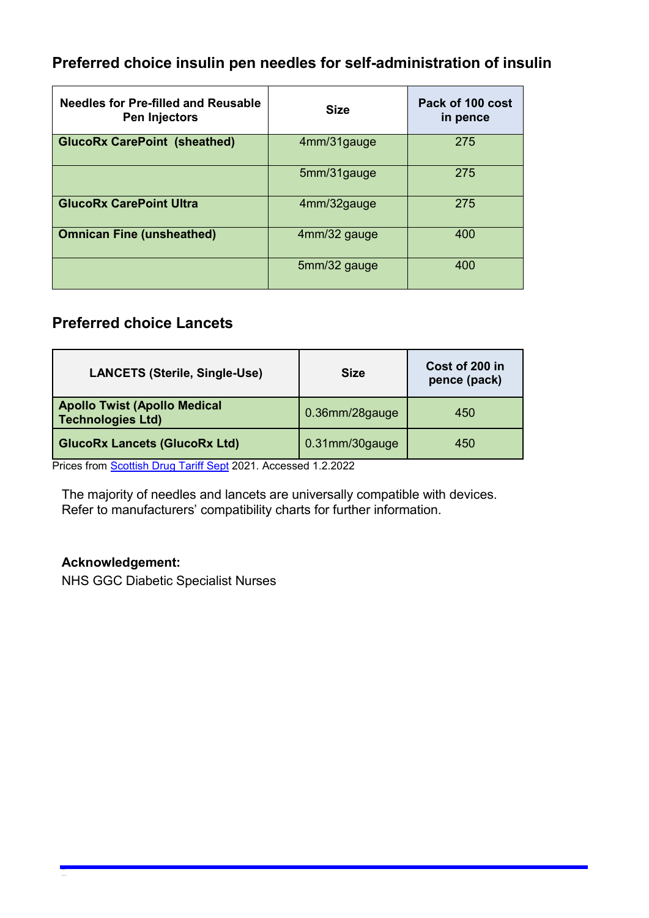## Preferred choice insulin pen needles for self-administration of insulin

| Needles for Pre-filled and Reusable Pen Injectors | Size | Pack of 100 cost in pence |
|---|---|---|
| **GlucoRx CarePoint (sheathed)** | 4mm/31gauge | 275 |
| | 5mm/31gauge | 275 |
| **GlucoRx CarePoint Ultra** | 4mm/32gauge | 275 |
| **Omnican Fine (unsheathed)** | 4mm/32 gauge | 400 |
| | 5mm/32 gauge | 400 |

## Preferred choice Lancets

| LANCETS (Sterile, Single-Use) | Size | Cost of 200 in pence (pack) |
|---|---|---|
| **Apollo Twist (Apollo Medical Technologies Ltd)** | 0.36mm/28gauge | 450 |
| **GlucoRx Lancets (GlucoRx Ltd)** | 0.31mm/30gauge | 450 |

Prices from Scottish Drug Tariff Sept 2021. Accessed 1.2.2022

The majority of needles and lancets are universally compatible with devices. Refer to manufacturers' compatibility charts for further information.

**Acknowledgement:**

NHS GGC Diabetic Specialist Nurses